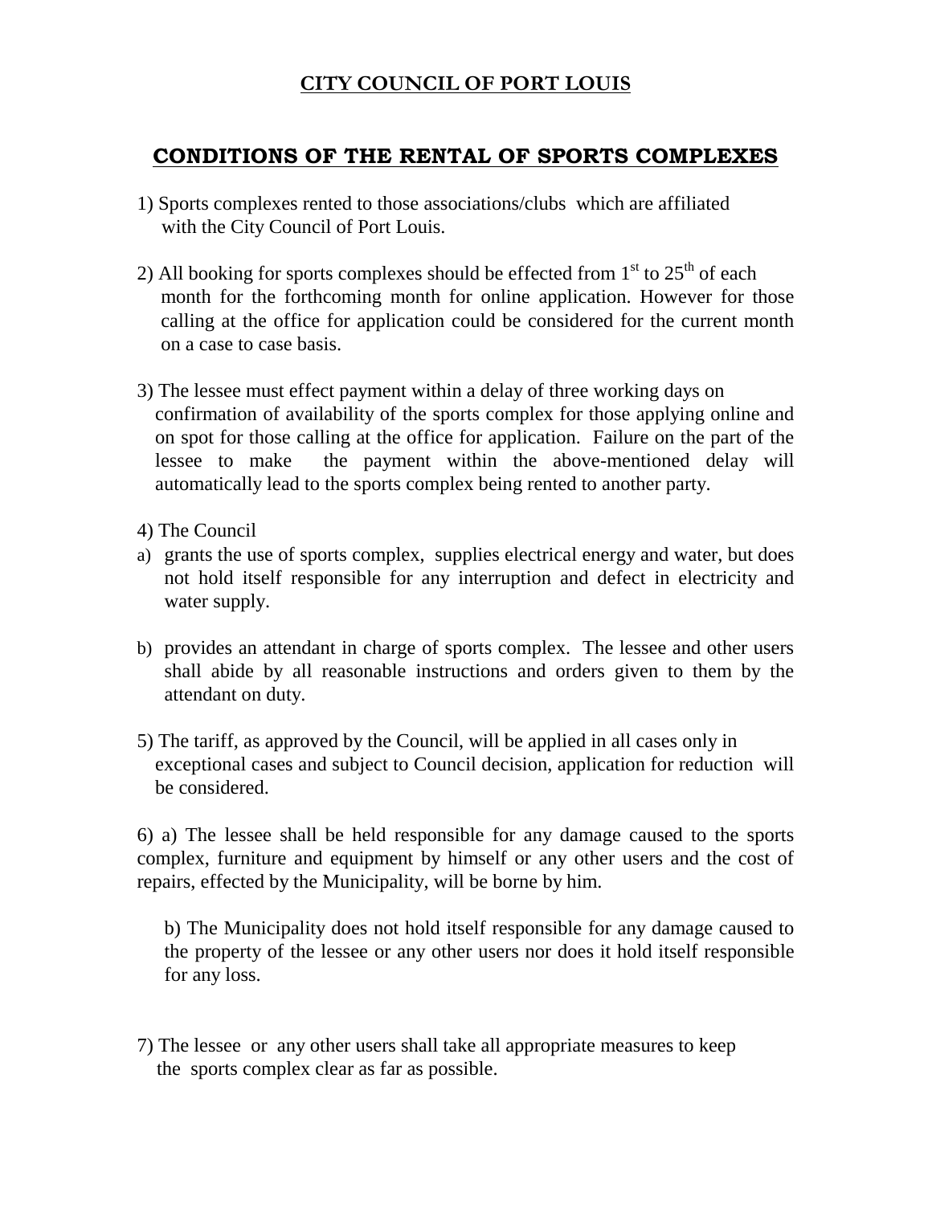# CITY COUNCIL OF PORT LOUIS

## CONDITIONS OF THE RENTAL OF SPORTS COMPLEXES

1) Sports complexes rented to those associations/clubs which are affiliated with the City Council of Port Louis.

2) All booking for sports complexes should be effected from 1st to 25th of each month for the forthcoming month for online application. However for those calling at the office for application could be considered for the current month on a case to case basis.

3) The lessee must effect payment within a delay of three working days on confirmation of availability of the sports complex for those applying online and on spot for those calling at the office for application. Failure on the part of the lessee to make the payment within the above-mentioned delay will automatically lead to the sports complex being rented to another party.

4) The Council

a) grants the use of sports complex, supplies electrical energy and water, but does not hold itself responsible for any interruption and defect in electricity and water supply.

b) provides an attendant in charge of sports complex. The lessee and other users shall abide by all reasonable instructions and orders given to them by the attendant on duty.

5) The tariff, as approved by the Council, will be applied in all cases only in exceptional cases and subject to Council decision, application for reduction will be considered.

6) a) The lessee shall be held responsible for any damage caused to the sports complex, furniture and equipment by himself or any other users and the cost of repairs, effected by the Municipality, will be borne by him.

b) The Municipality does not hold itself responsible for any damage caused to the property of the lessee or any other users nor does it hold itself responsible for any loss.

7) The lessee or any other users shall take all appropriate measures to keep the sports complex clear as far as possible.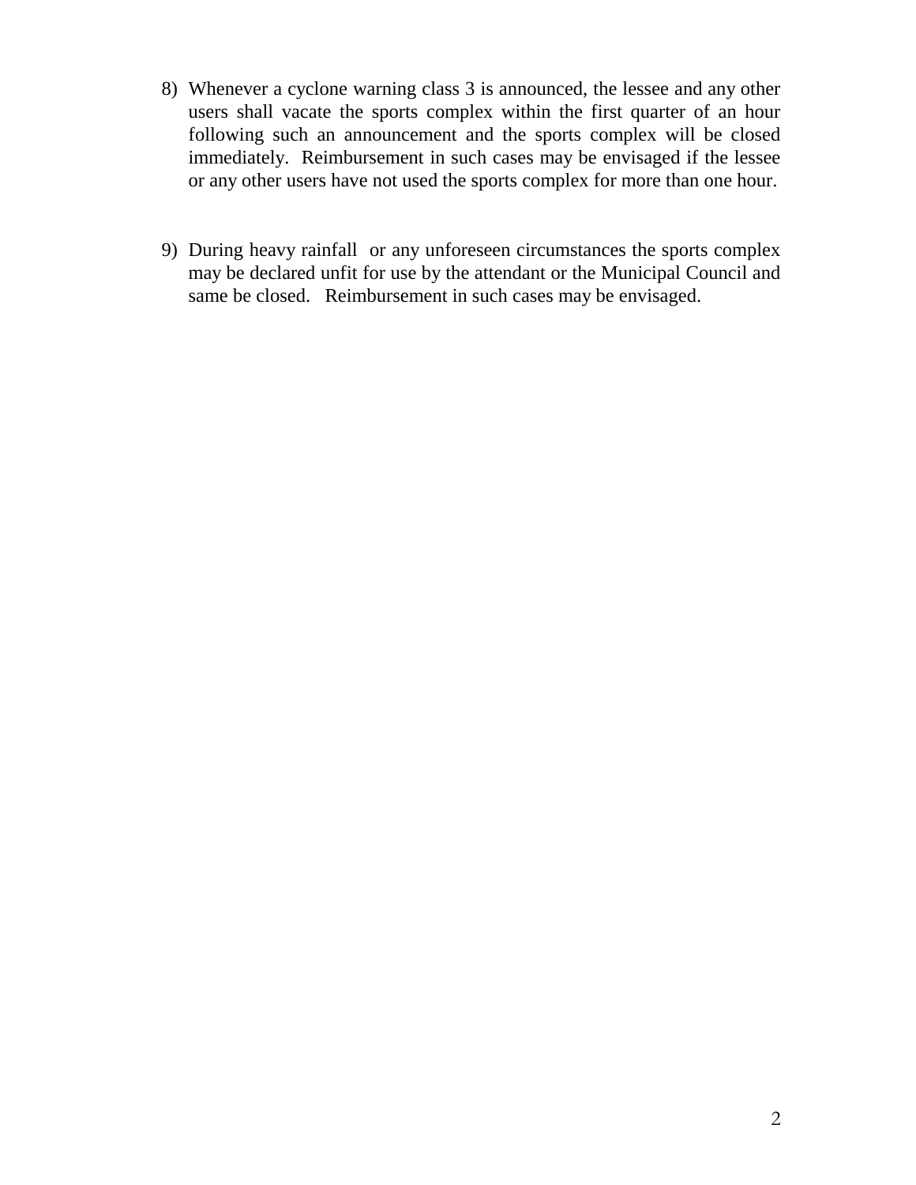8) Whenever a cyclone warning class 3 is announced, the lessee and any other users shall vacate the sports complex within the first quarter of an hour following such an announcement and the sports complex will be closed immediately. Reimbursement in such cases may be envisaged if the lessee or any other users have not used the sports complex for more than one hour.

9) During heavy rainfall or any unforeseen circumstances the sports complex may be declared unfit for use by the attendant or the Municipal Council and same be closed. Reimbursement in such cases may be envisaged.